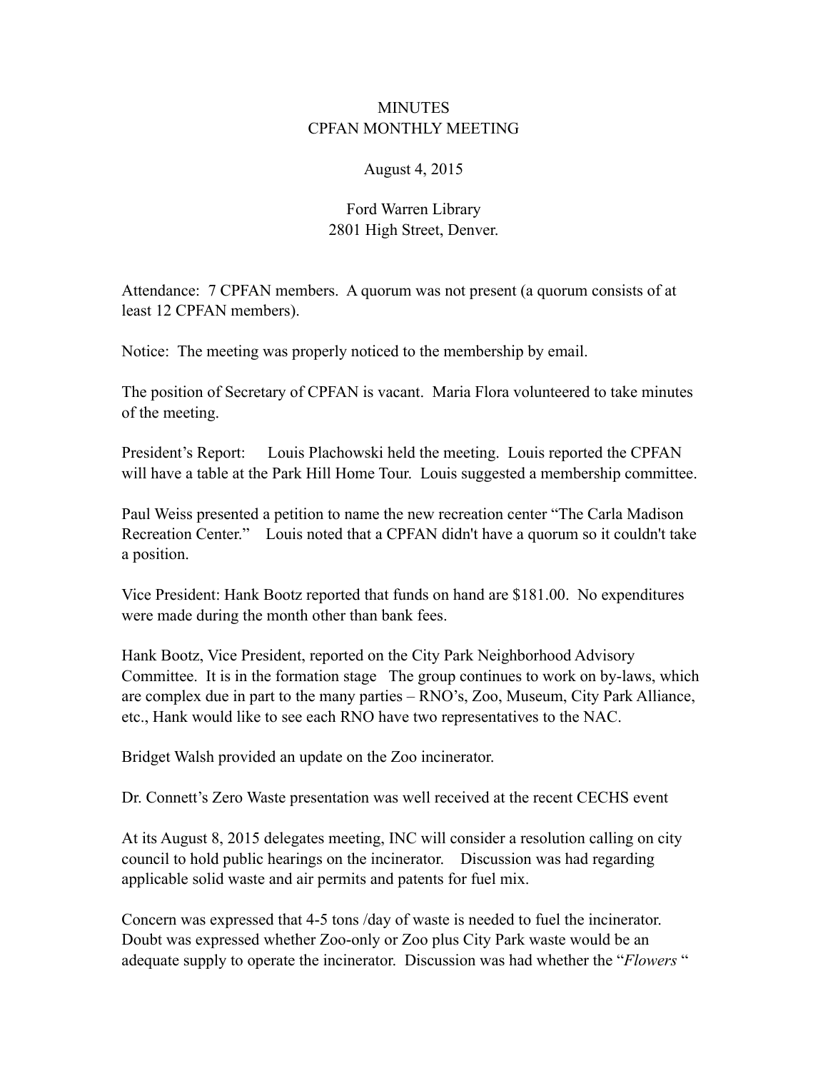# MINUTES
## CPFAN MONTHLY MEETING

August 4, 2015

Ford Warren Library
2801 High Street, Denver.

Attendance: 7 CPFAN members. A quorum was not present (a quorum consists of at least 12 CPFAN members).

Notice: The meeting was properly noticed to the membership by email.

The position of Secretary of CPFAN is vacant. Maria Flora volunteered to take minutes of the meeting.

President's Report: Louis Plachowski held the meeting. Louis reported the CPFAN will have a table at the Park Hill Home Tour. Louis suggested a membership committee.

Paul Weiss presented a petition to name the new recreation center "The Carla Madison Recreation Center." Louis noted that a CPFAN didn't have a quorum so it couldn't take a position.

Vice President: Hank Bootz reported that funds on hand are $181.00. No expenditures were made during the month other than bank fees.

Hank Bootz, Vice President, reported on the City Park Neighborhood Advisory Committee. It is in the formation stage The group continues to work on by-laws, which are complex due in part to the many parties – RNO's, Zoo, Museum, City Park Alliance, etc., Hank would like to see each RNO have two representatives to the NAC.

Bridget Walsh provided an update on the Zoo incinerator.

Dr. Connett's Zero Waste presentation was well received at the recent CECHS event

At its August 8, 2015 delegates meeting, INC will consider a resolution calling on city council to hold public hearings on the incinerator. Discussion was had regarding applicable solid waste and air permits and patents for fuel mix.

Concern was expressed that 4-5 tons /day of waste is needed to fuel the incinerator. Doubt was expressed whether Zoo-only or Zoo plus City Park waste would be an adequate supply to operate the incinerator. Discussion was had whether the "*Flowers* "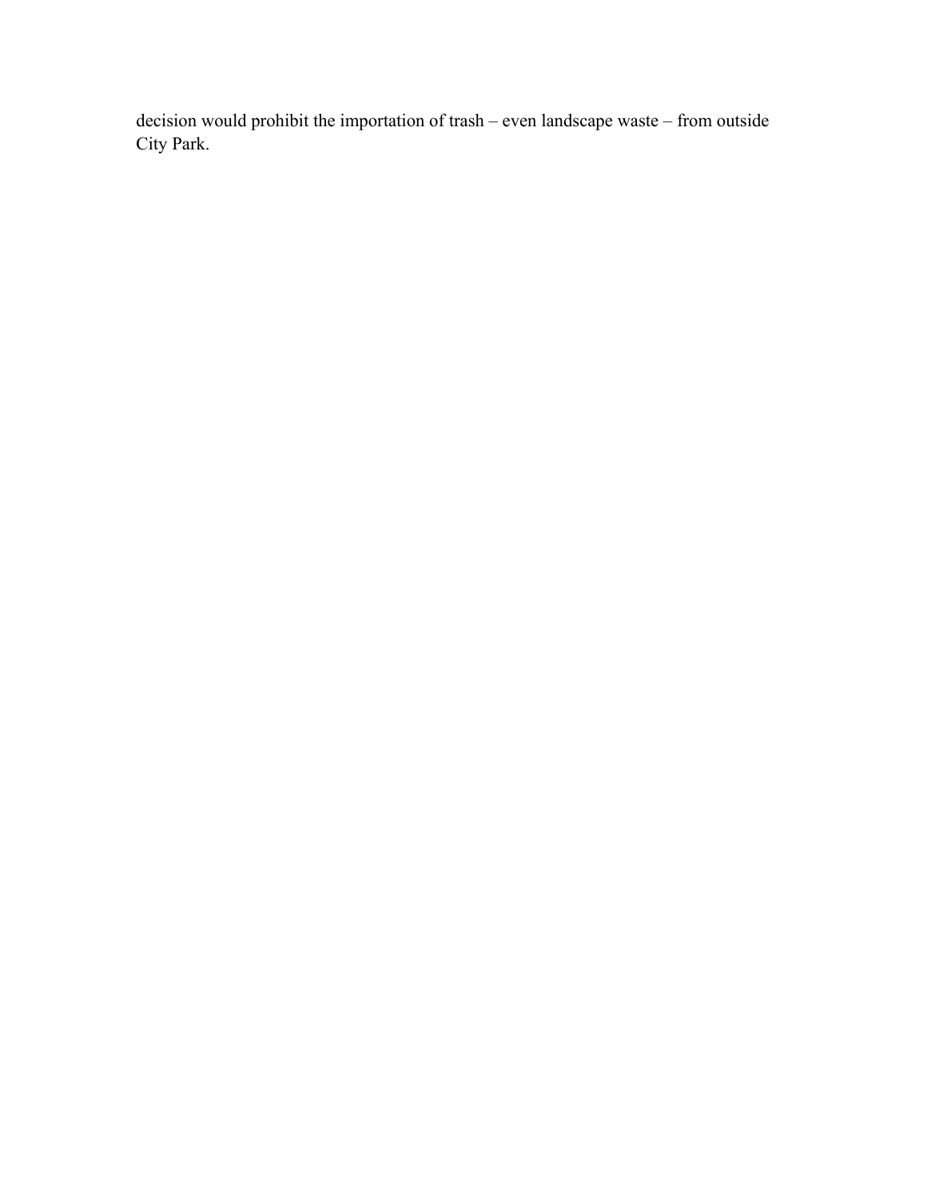decision would prohibit the importation of trash – even landscape waste – from outside City Park.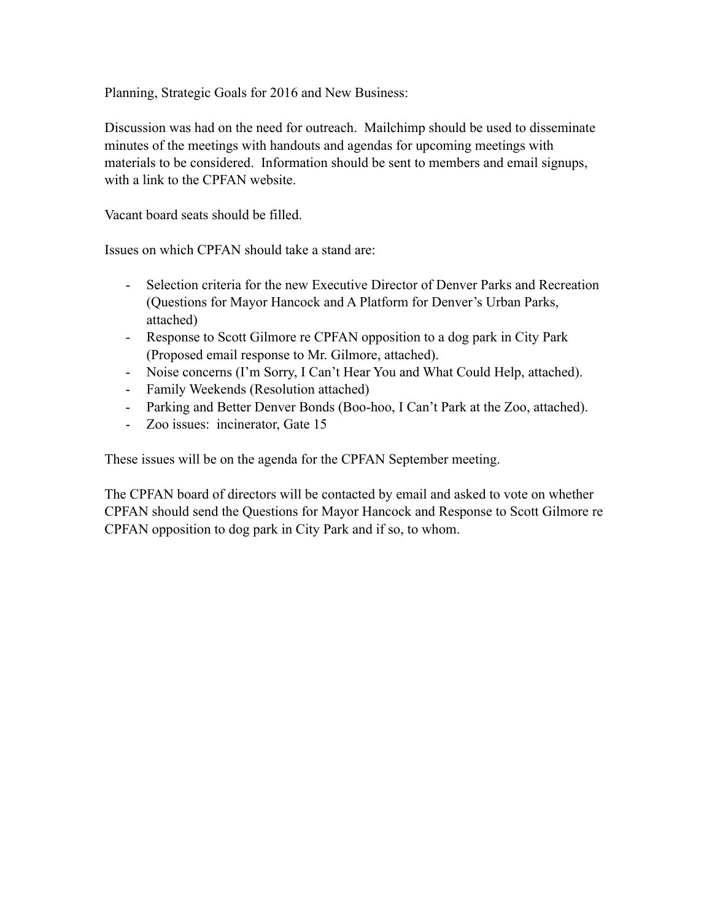Planning, Strategic Goals for 2016 and New Business:

Discussion was had on the need for outreach. Mailchimp should be used to disseminate minutes of the meetings with handouts and agendas for upcoming meetings with materials to be considered. Information should be sent to members and email signups, with a link to the CPFAN website.

Vacant board seats should be filled.

Issues on which CPFAN should take a stand are:

- Selection criteria for the new Executive Director of Denver Parks and Recreation (Questions for Mayor Hancock and A Platform for Denver's Urban Parks, attached)
- Response to Scott Gilmore re CPFAN opposition to a dog park in City Park (Proposed email response to Mr. Gilmore, attached).
- Noise concerns (I'm Sorry, I Can't Hear You and What Could Help, attached).
- Family Weekends (Resolution attached)
- Parking and Better Denver Bonds (Boo-hoo, I Can't Park at the Zoo, attached).
- Zoo issues: incinerator, Gate 15

These issues will be on the agenda for the CPFAN September meeting.

The CPFAN board of directors will be contacted by email and asked to vote on whether CPFAN should send the Questions for Mayor Hancock and Response to Scott Gilmore re CPFAN opposition to dog park in City Park and if so, to whom.